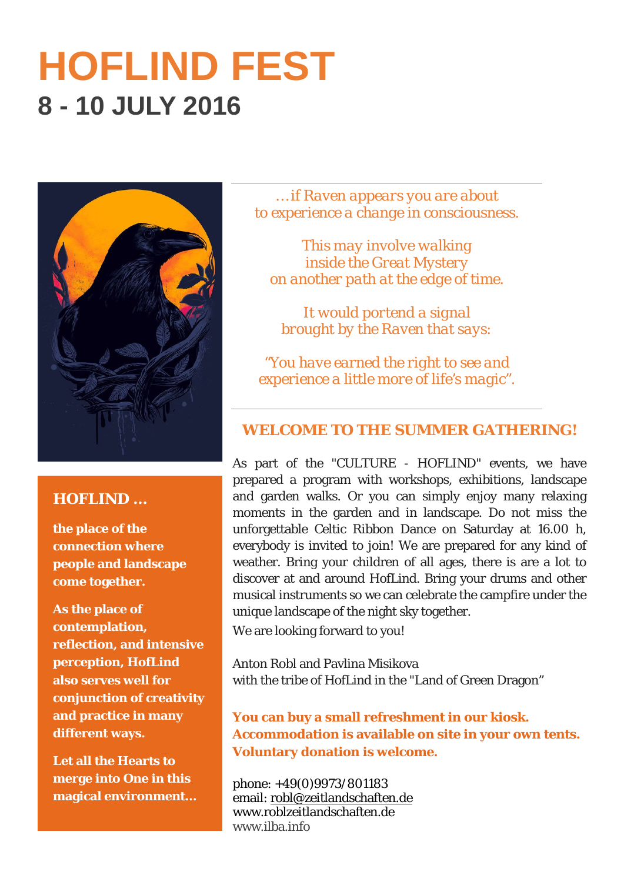# HOFLIND FEST

## 8 - 10 JULY 2016

*…if Raven appears you are about to experience a change in consciousness.*

*This may involve walking inside the Great Mystery on another path at the edge of time.*

*It would portend a signal brought by the Raven that says:*

*"You have earned the right to see and experience a little more of life's magic".*

---

**HOFLIND …**

**the place of the connection where people and landscape come together.**

**As the place of contemplation, reflection, and intensive perception, HofLind also serves well for conjunction of creativity and practice in many different ways.**

**Let all the Hearts to merge into One in this magical environment…**

### WELCOME TO THE SUMMER GATHERING!

As part of the "CULTURE - HOFLIND" events, we have prepared a program with workshops, exhibitions, landscape and garden walks. Or you can simply enjoy many relaxing moments in the garden and in landscape. Do not miss the unforgettable Celtic Ribbon Dance on Saturday at 16.00 h, everybody is invited to join! We are prepared for any kind of weather. Bring your children of all ages, there is are a lot to discover at and around HofLind. Bring your drums and other musical instruments so we can celebrate the campfire under the unique landscape of the night sky together.

We are looking forward to you!

Anton Robl and Pavlina Misikova
with the tribe of HofLind in the "Land of Green Dragon"

**You can buy a small refreshment in our kiosk.**
**Accommodation is available on site in your own tents.**
**Voluntary donation is welcome.**

phone: +49(0)9973/801183
email: robl@zeitlandschaften.de
www.roblzeitlandschaften.de
www.ilba.info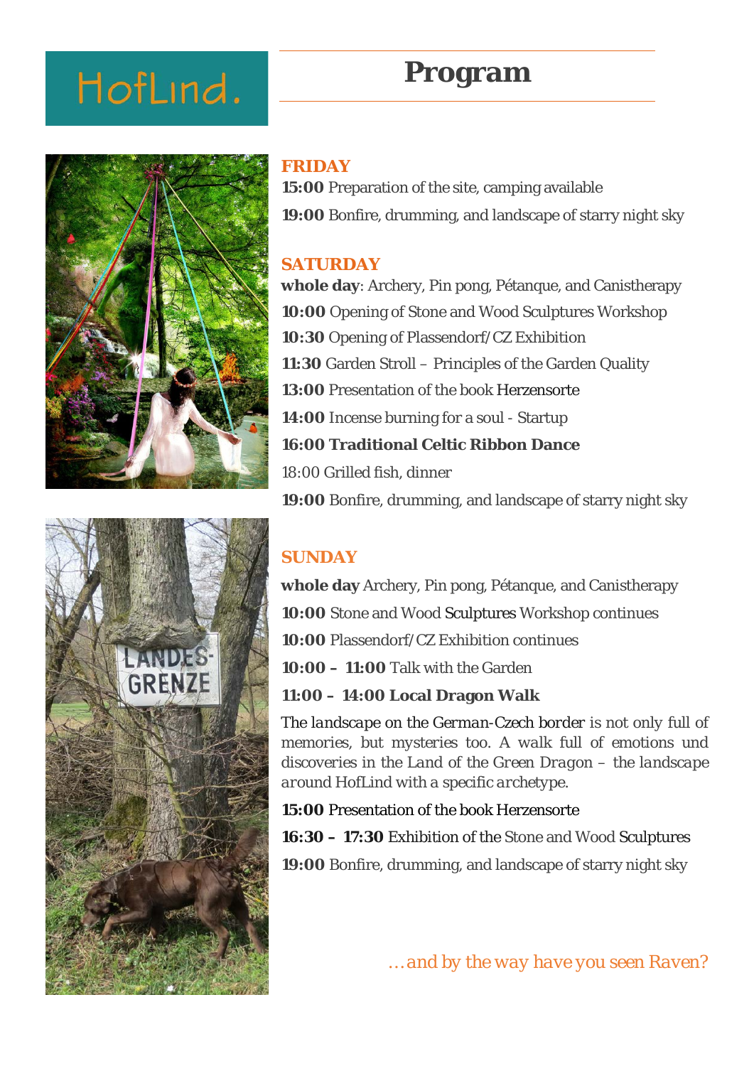HofLind.

# Program

## FRIDAY

**15:00** Preparation of the site, camping available

**19:00** Bonfire, drumming, and landscape of starry night sky

## SATURDAY

**whole day**: Archery, Pin pong, Pétanque, and Canistherapy

**10:00** Opening of Stone and Wood Sculptures Workshop

**10:30** Opening of Plassendorf/CZ Exhibition

**11:30** Garden Stroll – Principles of the Garden Quality

**13:00** Presentation of the book Herzensorte

**14:00** Incense burning for a soul - Startup

**16:00 Traditional Celtic Ribbon Dance**

18:00 Grilled fish, dinner

**19:00** Bonfire, drumming, and landscape of starry night sky

## SUNDAY

**whole day** Archery, Pin pong, Pétanque, and Canistherapy

**10:00** Stone and Wood Sculptures Workshop continues

**10:00** Plassendorf/CZ Exhibition continues

**10:00 – 11:00** Talk with the Garden

**11:00 – 14:00 Local Dragon Walk**

The landscape on the German-Czech border is not only full of memories, but mysteries too. A walk full of emotions und discoveries in the Land of the Green Dragon – the landscape around HofLind with a specific archetype.

**15:00** Presentation of the book Herzensorte

**16:30 – 17:30** Exhibition of the Stone and Wood Sculptures

**19:00** Bonfire, drumming, and landscape of starry night sky

*…and by the way have you seen Raven?*